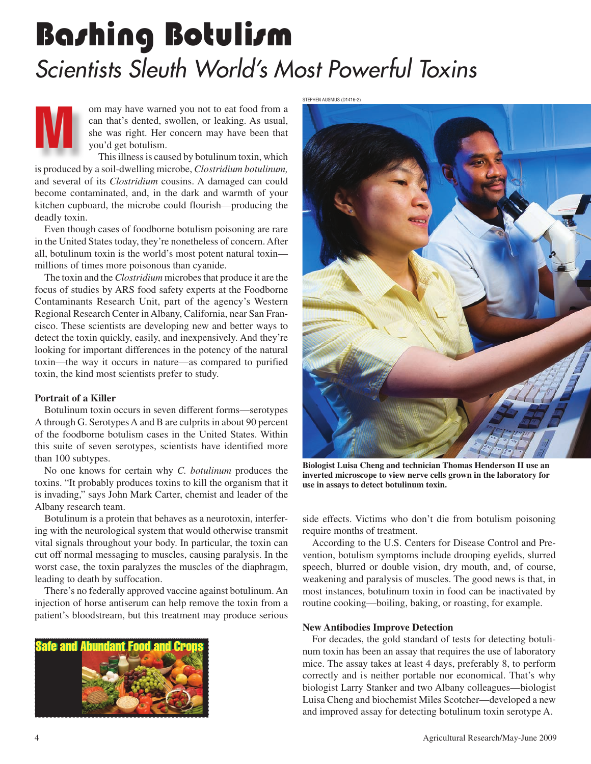# Bashing Botulism

## *Scientists Sleuth World's Most Powerful Toxins*

Mom may have warned you not to eat food from a can that's dented, swollen, or leaking. As usual, she was right. Her concern may have been that you'd get botulism.

This illness is caused by botulinum toxin, which is produced by a soil-dwelling microbe, *Clostridium botulinum,* and several of its *Clostridium* cousins. A damaged can could become contaminated, and, in the dark and warmth of your kitchen cupboard, the microbe could flourish—producing the deadly toxin.

Even though cases of foodborne botulism poisoning are rare in the United States today, they're nonetheless of concern. After all, botulinum toxin is the world's most potent natural toxin—millions of times more poisonous than cyanide.

The toxin and the *Clostridium* microbes that produce it are the focus of studies by ARS food safety experts at the Foodborne Contaminants Research Unit, part of the agency's Western Regional Research Center in Albany, California, near San Francisco. These scientists are developing new and better ways to detect the toxin quickly, easily, and inexpensively. And they're looking for important differences in the potency of the natural toxin—the way it occurs in nature—as compared to purified toxin, the kind most scientists prefer to study.

### Portrait of a Killer

Botulinum toxin occurs in seven different forms—serotypes A through G. Serotypes A and B are culprits in about 90 percent of the foodborne botulism cases in the United States. Within this suite of seven serotypes, scientists have identified more than 100 subtypes.

No one knows for certain why *C. botulinum* produces the toxins. "It probably produces toxins to kill the organism that it is invading," says John Mark Carter, chemist and leader of the Albany research team.

Botulinum is a protein that behaves as a neurotoxin, interfering with the neurological system that would otherwise transmit vital signals throughout your body. In particular, the toxin can cut off normal messaging to muscles, causing paralysis. In the worst case, the toxin paralyzes the muscles of the diaphragm, leading to death by suffocation.

There's no federally approved vaccine against botulinum. An injection of horse antiserum can help remove the toxin from a patient's bloodstream, but this treatment may produce serious side effects. Victims who don't die from botulism poisoning require months of treatment.

According to the U.S. Centers for Disease Control and Prevention, botulism symptoms include drooping eyelids, slurred speech, blurred or double vision, dry mouth, and, of course, weakening and paralysis of muscles. The good news is that, in most instances, botulinum toxin in food can be inactivated by routine cooking—boiling, baking, or roasting, for example.

Safe and Abundant Food and Crops

STEPHEN AUSMUS (D1416-2)

**Biologist Luisa Cheng and technician Thomas Henderson II use an inverted microscope to view nerve cells grown in the laboratory for use in assays to detect botulinum toxin.**

### New Antibodies Improve Detection

For decades, the gold standard of tests for detecting botulinum toxin has been an assay that requires the use of laboratory mice. The assay takes at least 4 days, preferably 8, to perform correctly and is neither portable nor economical. That's why biologist Larry Stanker and two Albany colleagues—biologist Luisa Cheng and biochemist Miles Scotcher—developed a new and improved assay for detecting botulinum toxin serotype A.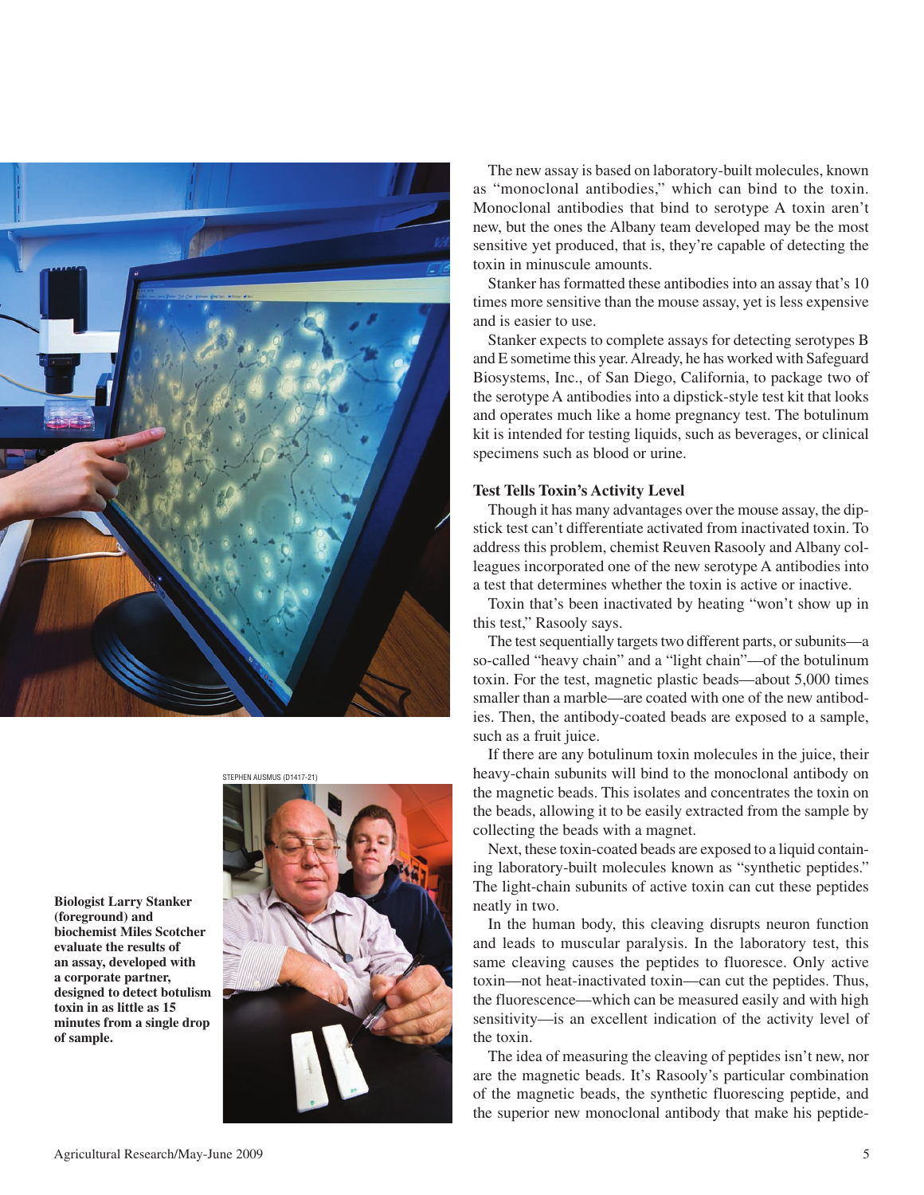STEPHEN AUSMUS (D1417-21)

**Biologist Larry Stanker (foreground) and biochemist Miles Scotcher evaluate the results of an assay, developed with a corporate partner, designed to detect botulism toxin in as little as 15 minutes from a single drop of sample.**

The new assay is based on laboratory-built molecules, known as "monoclonal antibodies," which can bind to the toxin. Monoclonal antibodies that bind to serotype A toxin aren't new, but the ones the Albany team developed may be the most sensitive yet produced, that is, they're capable of detecting the toxin in minuscule amounts.

Stanker has formatted these antibodies into an assay that's 10 times more sensitive than the mouse assay, yet is less expensive and is easier to use.

Stanker expects to complete assays for detecting serotypes B and E sometime this year. Already, he has worked with Safeguard Biosystems, Inc., of San Diego, California, to package two of the serotype A antibodies into a dipstick-style test kit that looks and operates much like a home pregnancy test. The botulinum kit is intended for testing liquids, such as beverages, or clinical specimens such as blood or urine.

### Test Tells Toxin's Activity Level

Though it has many advantages over the mouse assay, the dipstick test can't differentiate activated from inactivated toxin. To address this problem, chemist Reuven Rasooly and Albany colleagues incorporated one of the new serotype A antibodies into a test that determines whether the toxin is active or inactive.

Toxin that's been inactivated by heating "won't show up in this test," Rasooly says.

The test sequentially targets two different parts, or subunits—a so-called "heavy chain" and a "light chain"—of the botulinum toxin. For the test, magnetic plastic beads—about 5,000 times smaller than a marble—are coated with one of the new antibodies. Then, the antibody-coated beads are exposed to a sample, such as a fruit juice.

If there are any botulinum toxin molecules in the juice, their heavy-chain subunits will bind to the monoclonal antibody on the magnetic beads. This isolates and concentrates the toxin on the beads, allowing it to be easily extracted from the sample by collecting the beads with a magnet.

Next, these toxin-coated beads are exposed to a liquid containing laboratory-built molecules known as "synthetic peptides." The light-chain subunits of active toxin can cut these peptides neatly in two.

In the human body, this cleaving disrupts neuron function and leads to muscular paralysis. In the laboratory test, this same cleaving causes the peptides to fluoresce. Only active toxin—not heat-inactivated toxin—can cut the peptides. Thus, the fluorescence—which can be measured easily and with high sensitivity—is an excellent indication of the activity level of the toxin.

The idea of measuring the cleaving of peptides isn't new, nor are the magnetic beads. It's Rasooly's particular combination of the magnetic beads, the synthetic fluorescing peptide, and the superior new monoclonal antibody that make his peptide-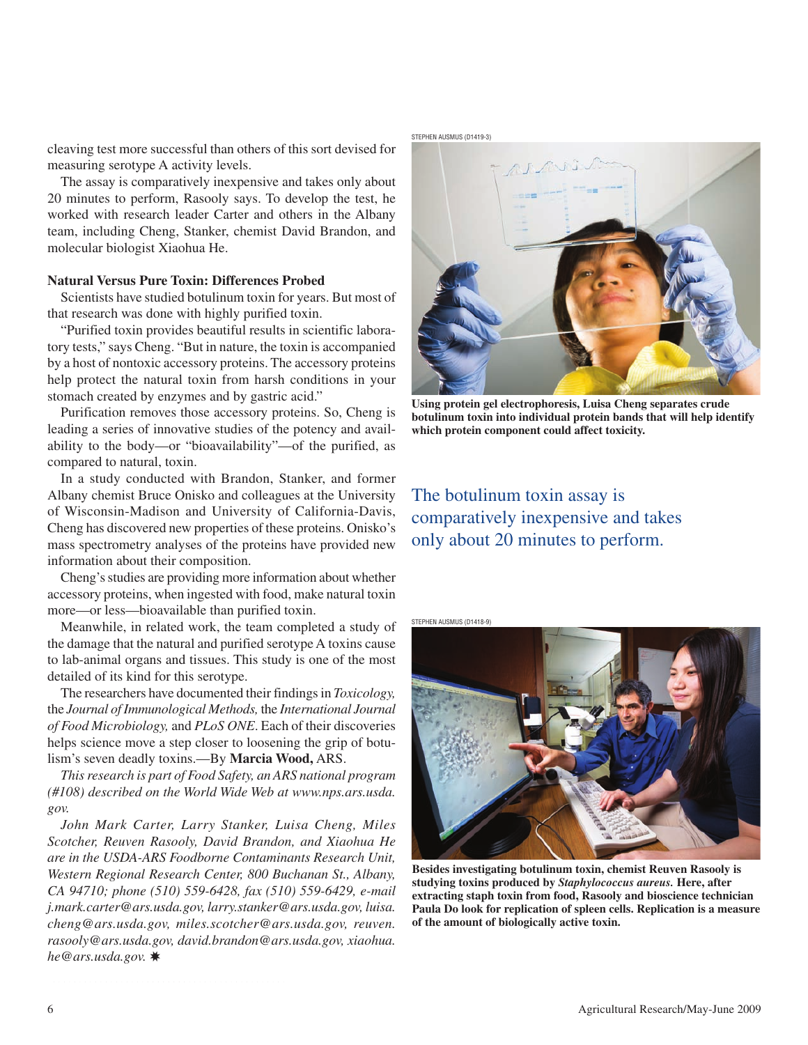cleaving test more successful than others of this sort devised for measuring serotype A activity levels.

The assay is comparatively inexpensive and takes only about 20 minutes to perform, Rasooly says. To develop the test, he worked with research leader Carter and others in the Albany team, including Cheng, Stanker, chemist David Brandon, and molecular biologist Xiaohua He.

### Natural Versus Pure Toxin: Differences Probed

Scientists have studied botulinum toxin for years. But most of that research was done with highly purified toxin.

"Purified toxin provides beautiful results in scientific laboratory tests," says Cheng. "But in nature, the toxin is accompanied by a host of nontoxic accessory proteins. The accessory proteins help protect the natural toxin from harsh conditions in your stomach created by enzymes and by gastric acid."

Purification removes those accessory proteins. So, Cheng is leading a series of innovative studies of the potency and availability to the body—or "bioavailability"—of the purified, as compared to natural, toxin.

In a study conducted with Brandon, Stanker, and former Albany chemist Bruce Onisko and colleagues at the University of Wisconsin-Madison and University of California-Davis, Cheng has discovered new properties of these proteins. Onisko's mass spectrometry analyses of the proteins have provided new information about their composition.

Cheng's studies are providing more information about whether accessory proteins, when ingested with food, make natural toxin more—or less—bioavailable than purified toxin.

Meanwhile, in related work, the team completed a study of the damage that the natural and purified serotype A toxins cause to lab-animal organs and tissues. This study is one of the most detailed of its kind for this serotype.

The researchers have documented their findings in *Toxicology,* the *Journal of Immunological Methods,* the *International Journal of Food Microbiology,* and *PLoS ONE*. Each of their discoveries helps science move a step closer to loosening the grip of botulism's seven deadly toxins.—By **Marcia Wood,** ARS.

*This research is part of Food Safety, an ARS national program (#108) described on the World Wide Web at www.nps.ars.usda.gov.*

*John Mark Carter, Larry Stanker, Luisa Cheng, Miles Scotcher, Reuven Rasooly, David Brandon, and Xiaohua He are in the USDA-ARS Foodborne Contaminants Research Unit, Western Regional Research Center, 800 Buchanan St., Albany, CA 94710; phone (510) 559-6428, fax (510) 559-6429, e-mail j.mark.carter@ars.usda.gov, larry.stanker@ars.usda.gov, luisa.cheng@ars.usda.gov, miles.scotcher@ars.usda.gov, reuven.rasooly@ars.usda.gov, david.brandon@ars.usda.gov, xiaohua.he@ars.usda.gov.* ✷

STEPHEN AUSMUS (D1419-3)

**Using protein gel electrophoresis, Luisa Cheng separates crude botulinum toxin into individual protein bands that will help identify which protein component could affect toxicity.**

The botulinum toxin assay is comparatively inexpensive and takes only about 20 minutes to perform.

STEPHEN AUSMUS (D1418-9)

**Besides investigating botulinum toxin, chemist Reuven Rasooly is studying toxins produced by *Staphylococcus aureus.* Here, after extracting staph toxin from food, Rasooly and bioscience technician Paula Do look for replication of spleen cells. Replication is a measure of the amount of biologically active toxin.**